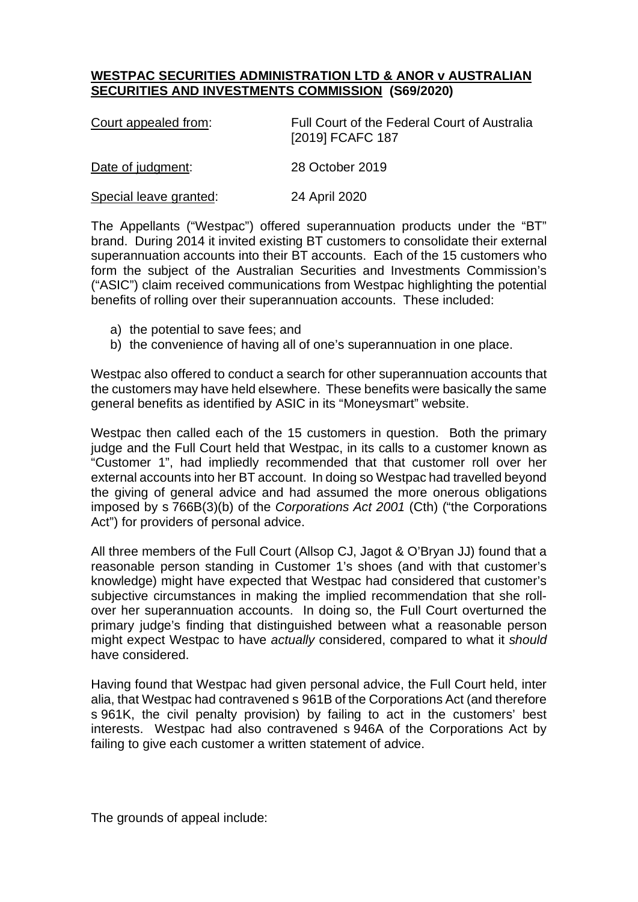**WESTPAC SECURITIES ADMINISTRATION LTD & ANOR v AUSTRALIAN SECURITIES AND INVESTMENTS COMMISSION (S69/2020)**

| | |
|---|---|
| Court appealed from: | Full Court of the Federal Court of Australia [2019] FCAFC 187 |
| Date of judgment: | 28 October 2019 |
| Special leave granted: | 24 April 2020 |

The Appellants ("Westpac") offered superannuation products under the "BT" brand. During 2014 it invited existing BT customers to consolidate their external superannuation accounts into their BT accounts. Each of the 15 customers who form the subject of the Australian Securities and Investments Commission's ("ASIC") claim received communications from Westpac highlighting the potential benefits of rolling over their superannuation accounts. These included:

a) the potential to save fees; and
b) the convenience of having all of one's superannuation in one place.

Westpac also offered to conduct a search for other superannuation accounts that the customers may have held elsewhere. These benefits were basically the same general benefits as identified by ASIC in its "Moneysmart" website.

Westpac then called each of the 15 customers in question. Both the primary judge and the Full Court held that Westpac, in its calls to a customer known as "Customer 1", had impliedly recommended that that customer roll over her external accounts into her BT account. In doing so Westpac had travelled beyond the giving of general advice and had assumed the more onerous obligations imposed by s 766B(3)(b) of the *Corporations Act 2001* (Cth) ("the Corporations Act") for providers of personal advice.

All three members of the Full Court (Allsop CJ, Jagot & O'Bryan JJ) found that a reasonable person standing in Customer 1's shoes (and with that customer's knowledge) might have expected that Westpac had considered that customer's subjective circumstances in making the implied recommendation that she roll-over her superannuation accounts. In doing so, the Full Court overturned the primary judge's finding that distinguished between what a reasonable person might expect Westpac to have *actually* considered, compared to what it *should* have considered.

Having found that Westpac had given personal advice, the Full Court held, inter alia, that Westpac had contravened s 961B of the Corporations Act (and therefore s 961K, the civil penalty provision) by failing to act in the customers' best interests. Westpac had also contravened s 946A of the Corporations Act by failing to give each customer a written statement of advice.

The grounds of appeal include: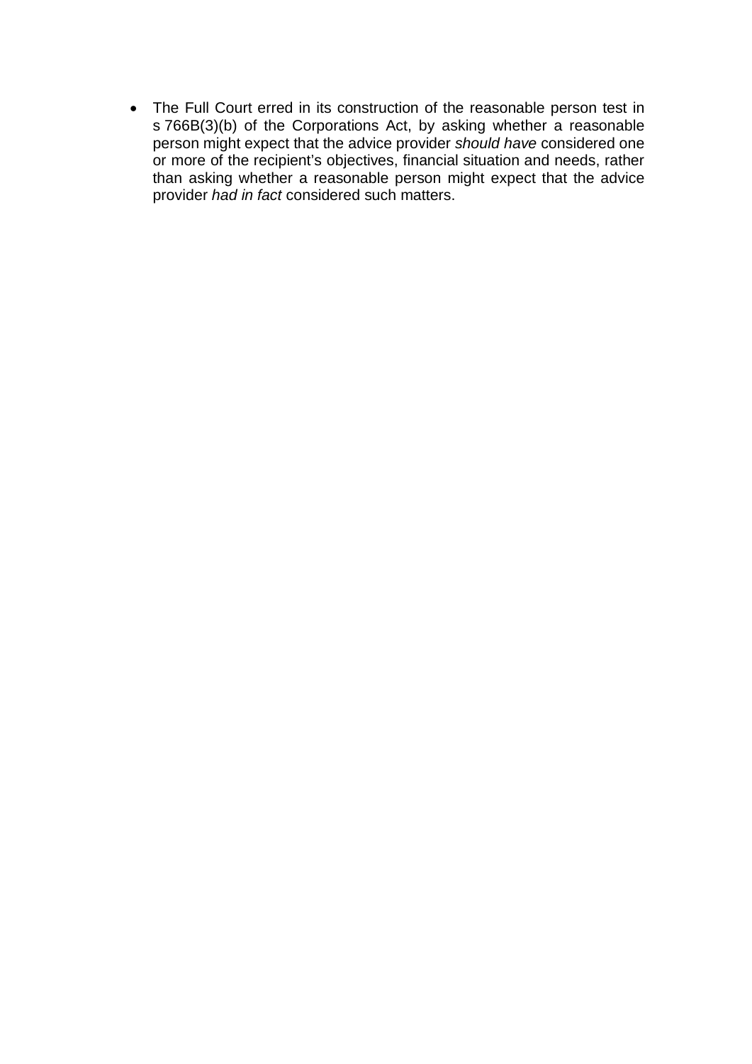- The Full Court erred in its construction of the reasonable person test in s 766B(3)(b) of the Corporations Act, by asking whether a reasonable person might expect that the advice provider *should have* considered one or more of the recipient's objectives, financial situation and needs, rather than asking whether a reasonable person might expect that the advice provider *had in fact* considered such matters.